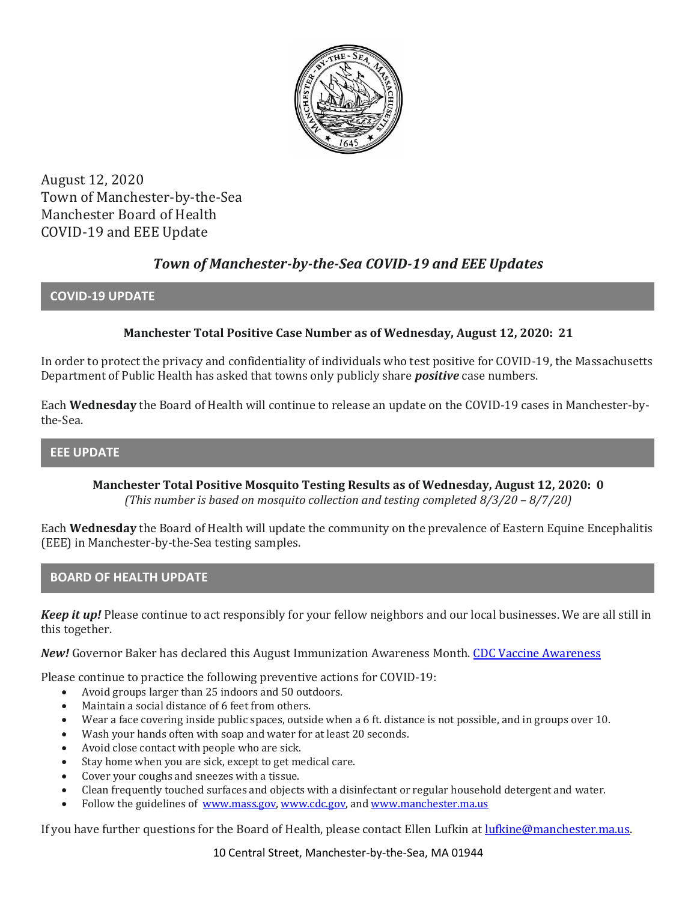August 12, 2020
Town of Manchester-by-the-Sea
Manchester Board of Health
COVID-19 and EEE Update

# *Town of Manchester-by-the-Sea COVID-19 and EEE Updates*

## COVID-19 UPDATE

**Manchester Total Positive Case Number as of Wednesday, August 12, 2020: 21**

In order to protect the privacy and confidentiality of individuals who test positive for COVID-19, the Massachusetts Department of Public Health has asked that towns only publicly share ***positive*** case numbers.

Each **Wednesday** the Board of Health will continue to release an update on the COVID-19 cases in Manchester-by-the-Sea.

## EEE UPDATE

**Manchester Total Positive Mosquito Testing Results as of Wednesday, August 12, 2020: 0**
*(This number is based on mosquito collection and testing completed 8/3/20 – 8/7/20)*

Each **Wednesday** the Board of Health will update the community on the prevalence of Eastern Equine Encephalitis (EEE) in Manchester-by-the-Sea testing samples.

## BOARD OF HEALTH UPDATE

***Keep it up!*** Please continue to act responsibly for your fellow neighbors and our local businesses. We are all still in this together.

***New!*** Governor Baker has declared this August Immunization Awareness Month. [CDC Vaccine Awareness]

Please continue to practice the following preventive actions for COVID-19:

- Avoid groups larger than 25 indoors and 50 outdoors.
- Maintain a social distance of 6 feet from others.
- Wear a face covering inside public spaces, outside when a 6 ft. distance is not possible, and in groups over 10.
- Wash your hands often with soap and water for at least 20 seconds.
- Avoid close contact with people who are sick.
- Stay home when you are sick, except to get medical care.
- Cover your coughs and sneezes with a tissue.
- Clean frequently touched surfaces and objects with a disinfectant or regular household detergent and water.
- Follow the guidelines of www.mass.gov, www.cdc.gov, and www.manchester.ma.us

If you have further questions for the Board of Health, please contact Ellen Lufkin at lufkine@manchester.ma.us.

10 Central Street, Manchester-by-the-Sea, MA 01944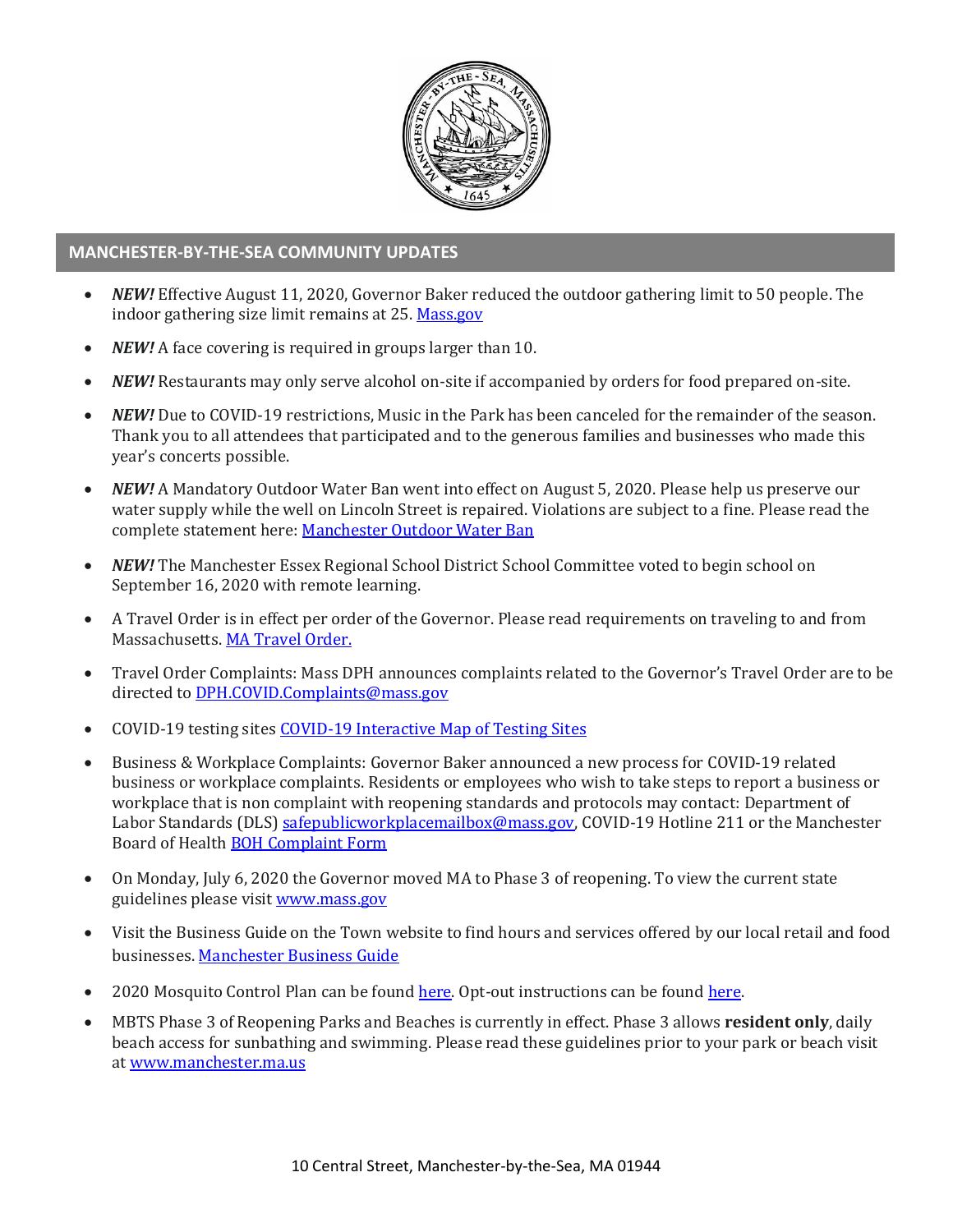## MANCHESTER-BY-THE-SEA COMMUNITY UPDATES

- ***NEW!*** Effective August 11, 2020, Governor Baker reduced the outdoor gathering limit to 50 people. The indoor gathering size limit remains at 25. [Mass.gov]()
- ***NEW!*** A face covering is required in groups larger than 10.
- ***NEW!*** Restaurants may only serve alcohol on-site if accompanied by orders for food prepared on-site.
- ***NEW!*** Due to COVID-19 restrictions, Music in the Park has been canceled for the remainder of the season. Thank you to all attendees that participated and to the generous families and businesses who made this year's concerts possible.
- ***NEW!*** A Mandatory Outdoor Water Ban went into effect on August 5, 2020. Please help us preserve our water supply while the well on Lincoln Street is repaired. Violations are subject to a fine. Please read the complete statement here: [Manchester Outdoor Water Ban]()
- ***NEW!*** The Manchester Essex Regional School District School Committee voted to begin school on September 16, 2020 with remote learning.
- A Travel Order is in effect per order of the Governor. Please read requirements on traveling to and from Massachusetts. [MA Travel Order.]()
- Travel Order Complaints: Mass DPH announces complaints related to the Governor's Travel Order are to be directed to [DPH.COVID.Complaints@mass.gov]()
- COVID-19 testing sites [COVID-19 Interactive Map of Testing Sites]()
- Business & Workplace Complaints: Governor Baker announced a new process for COVID-19 related business or workplace complaints. Residents or employees who wish to take steps to report a business or workplace that is non complaint with reopening standards and protocols may contact: Department of Labor Standards (DLS) [safepublicworkplacemailbox@mass.gov](), COVID-19 Hotline 211 or the Manchester Board of Health [BOH Complaint Form]()
- On Monday, July 6, 2020 the Governor moved MA to Phase 3 of reopening. To view the current state guidelines please visit [www.mass.gov]()
- Visit the Business Guide on the Town website to find hours and services offered by our local retail and food businesses. [Manchester Business Guide]()
- 2020 Mosquito Control Plan can be found [here](). Opt-out instructions can be found [here]().
- MBTS Phase 3 of Reopening Parks and Beaches is currently in effect. Phase 3 allows **resident only**, daily beach access for sunbathing and swimming. Please read these guidelines prior to your park or beach visit at [www.manchester.ma.us]()

10 Central Street, Manchester-by-the-Sea, MA 01944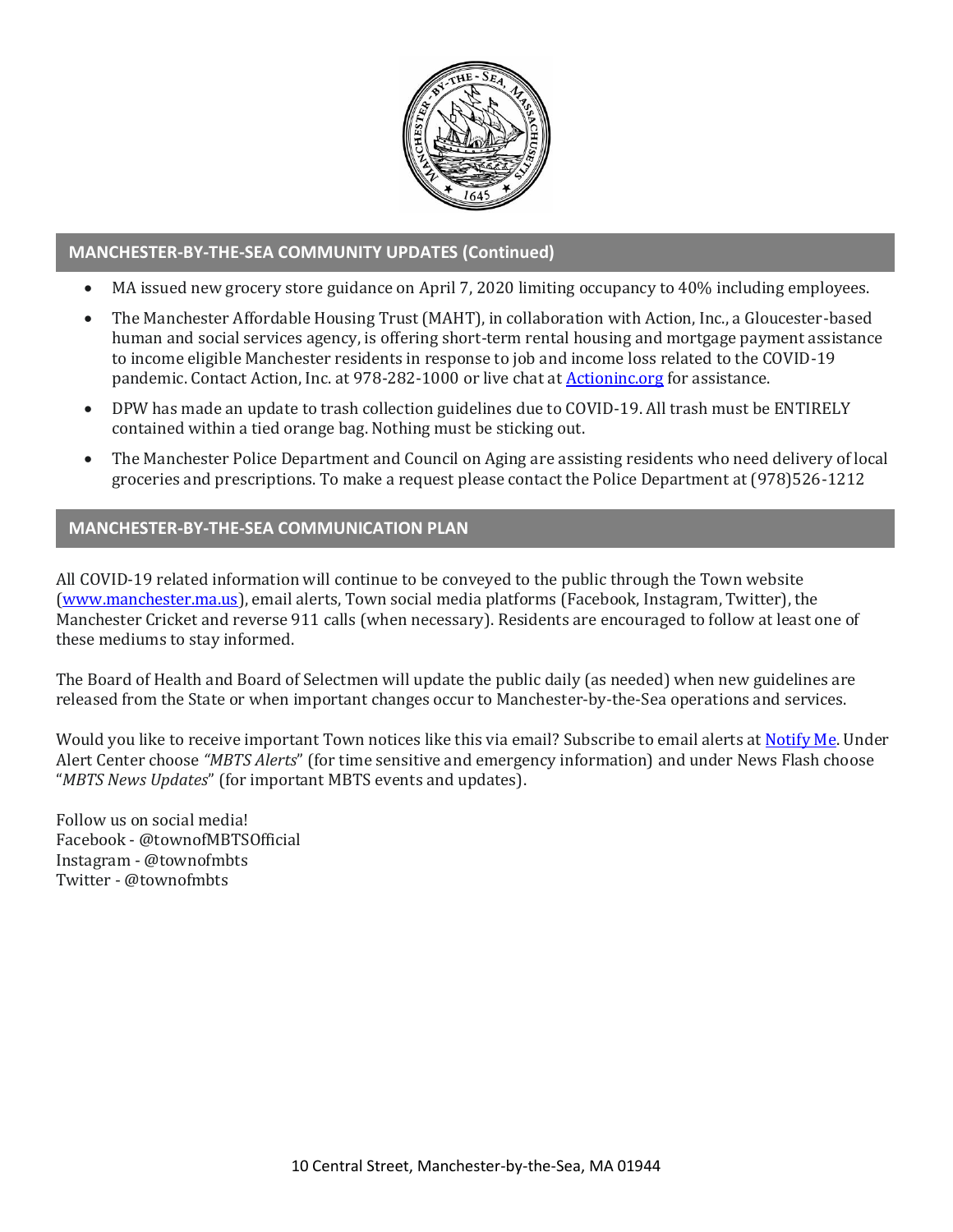## MANCHESTER-BY-THE-SEA COMMUNITY UPDATES (Continued)

- MA issued new grocery store guidance on April 7, 2020 limiting occupancy to 40% including employees.
- The Manchester Affordable Housing Trust (MAHT), in collaboration with Action, Inc., a Gloucester-based human and social services agency, is offering short-term rental housing and mortgage payment assistance to income eligible Manchester residents in response to job and income loss related to the COVID-19 pandemic. Contact Action, Inc. at 978-282-1000 or live chat at [Actioninc.org](Actioninc.org) for assistance.
- DPW has made an update to trash collection guidelines due to COVID-19. All trash must be ENTIRELY contained within a tied orange bag. Nothing must be sticking out.
- The Manchester Police Department and Council on Aging are assisting residents who need delivery of local groceries and prescriptions. To make a request please contact the Police Department at (978)526-1212

## MANCHESTER-BY-THE-SEA COMMUNICATION PLAN

All COVID-19 related information will continue to be conveyed to the public through the Town website ([www.manchester.ma.us](www.manchester.ma.us)), email alerts, Town social media platforms (Facebook, Instagram, Twitter), the Manchester Cricket and reverse 911 calls (when necessary). Residents are encouraged to follow at least one of these mediums to stay informed.

The Board of Health and Board of Selectmen will update the public daily (as needed) when new guidelines are released from the State or when important changes occur to Manchester-by-the-Sea operations and services.

Would you like to receive important Town notices like this via email? Subscribe to email alerts at Notify Me. Under Alert Center choose *"MBTS Alerts"* (for time sensitive and emergency information) and under News Flash choose "*MBTS News Updates*" (for important MBTS events and updates).

Follow us on social media!
Facebook - @townofMBTSOfficial
Instagram - @townofmbts
Twitter - @townofmbts

10 Central Street, Manchester-by-the-Sea, MA 01944